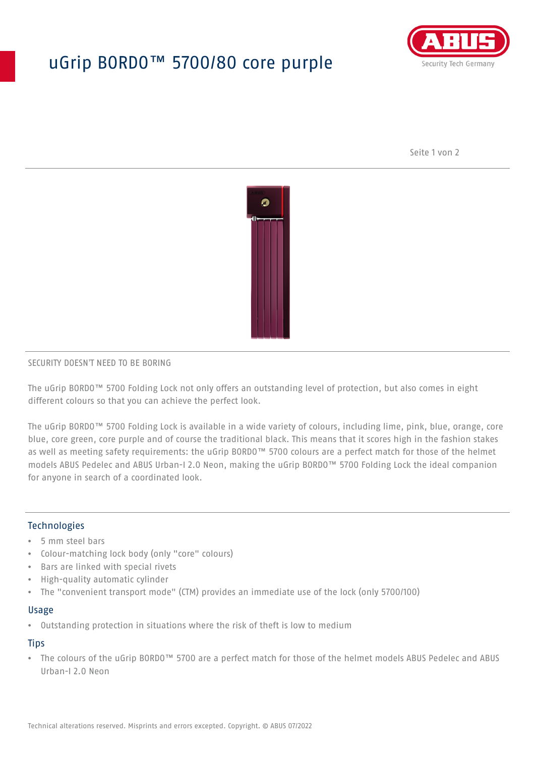# uGrip BORDO™ 5700/80 core purple

SECURITY DOESN'T NEED TO BE BORING

The uGrip BORDO™ 5700 Folding Lock not only offers an outstanding level of protection, but also comes in eight different colours so that you can achieve the perfect look.

The uGrip BORDO™ 5700 Folding Lock is available in a wide variety of colours, including lime, pink, blue, orange, core blue, core green, core purple and of course the traditional black. This means that it scores high in the fashion stakes as well as meeting safety requirements: the uGrip BORDO™ 5700 colours are a perfect match for those of the helmet models ABUS Pedelec and ABUS Urban-I 2.0 Neon, making the uGrip BORDO™ 5700 Folding Lock the ideal companion for anyone in search of a coordinated look.

## Technologies

- 5 mm steel bars
- Colour-matching lock body (only "core" colours)
- Bars are linked with special rivets
- High-quality automatic cylinder
- The "convenient transport mode" (CTM) provides an immediate use of the lock (only 5700/100)

## Usage

- Outstanding protection in situations where the risk of theft is low to medium

## Tips

- The colours of the uGrip BORDO™ 5700 are a perfect match for those of the helmet models ABUS Pedelec and ABUS Urban-I 2.0 Neon

Technical alterations reserved. Misprints and errors excepted. Copyright. © ABUS 07/2022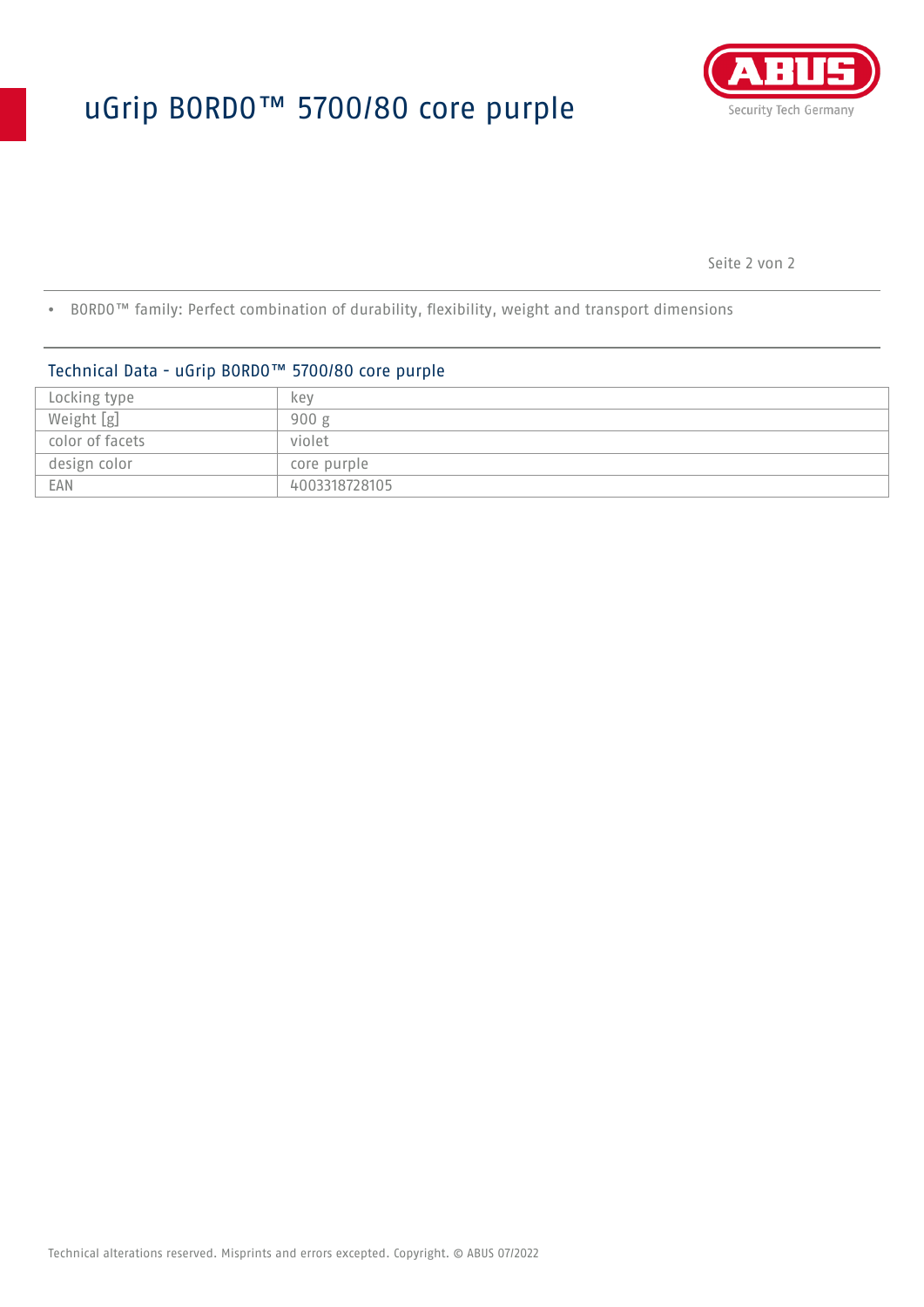# uGrip BORDO™ 5700/80 core purple

- BORDO™ family: Perfect combination of durability, flexibility, weight and transport dimensions

## Technical Data - uGrip BORDO™ 5700/80 core purple

| | |
|---|---|
| Locking type | key |
| Weight [g] | 900 g |
| color of facets | violet |
| design color | core purple |
| EAN | 4003318728105 |

Technical alterations reserved. Misprints and errors excepted. Copyright. © ABUS 07/2022